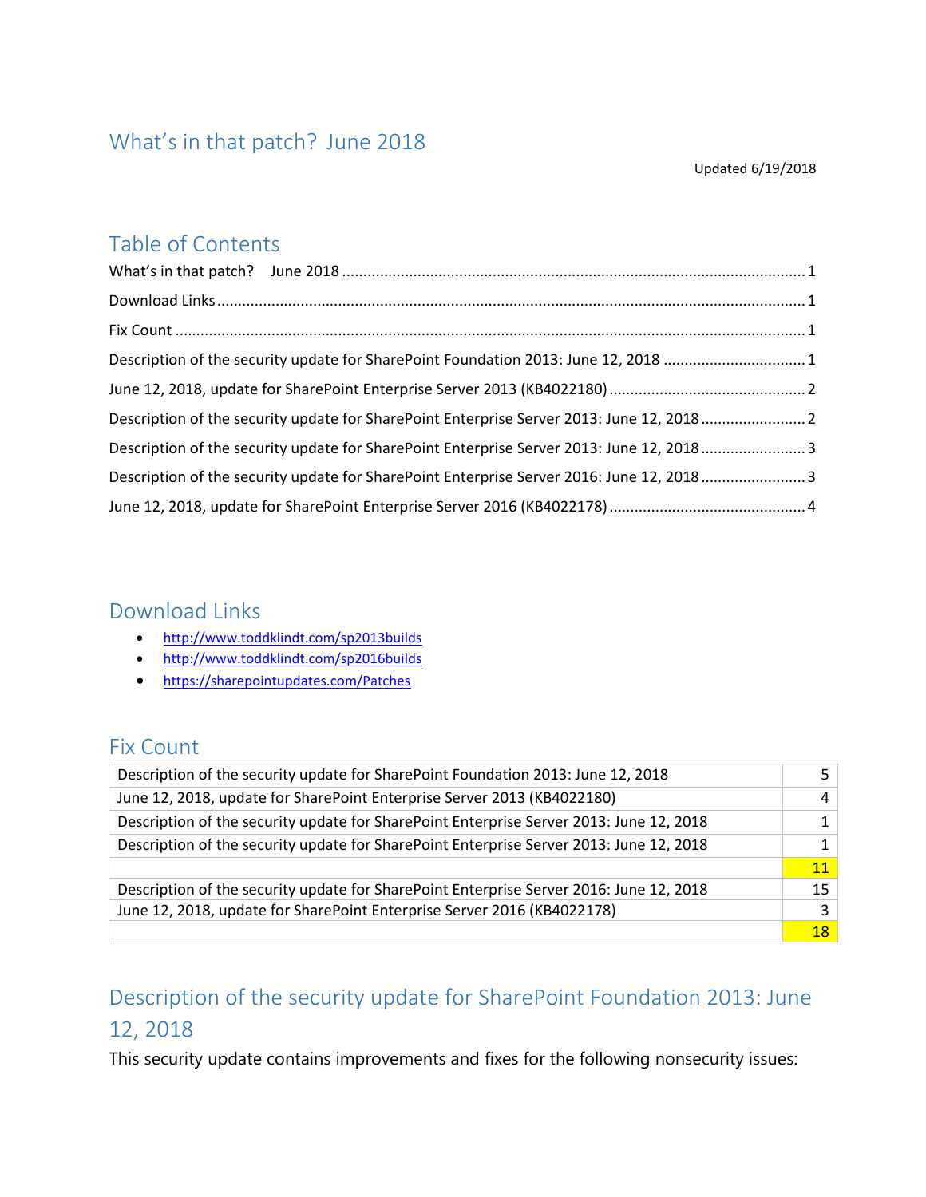# What's in that patch? June 2018

Updated 6/19/2018

## Table of Contents

What's in that patch? June 2018 ..... 1
Download Links ..... 1
Fix Count ..... 1
Description of the security update for SharePoint Foundation 2013: June 12, 2018 ..... 1
June 12, 2018, update for SharePoint Enterprise Server 2013 (KB4022180) ..... 2
Description of the security update for SharePoint Enterprise Server 2013: June 12, 2018 ..... 2
Description of the security update for SharePoint Enterprise Server 2013: June 12, 2018 ..... 3
Description of the security update for SharePoint Enterprise Server 2016: June 12, 2018 ..... 3
June 12, 2018, update for SharePoint Enterprise Server 2016 (KB4022178) ..... 4

## Download Links

- http://www.toddklindt.com/sp2013builds
- http://www.toddklindt.com/sp2016builds
- https://sharepointupdates.com/Patches

## Fix Count

| | |
|---|---|
| Description of the security update for SharePoint Foundation 2013: June 12, 2018 | 5 |
| June 12, 2018, update for SharePoint Enterprise Server 2013 (KB4022180) | 4 |
| Description of the security update for SharePoint Enterprise Server 2013: June 12, 2018 | 1 |
| Description of the security update for SharePoint Enterprise Server 2013: June 12, 2018 | 1 |
| | 11 |
| Description of the security update for SharePoint Enterprise Server 2016: June 12, 2018 | 15 |
| June 12, 2018, update for SharePoint Enterprise Server 2016 (KB4022178) | 3 |
| | 18 |

## Description of the security update for SharePoint Foundation 2013: June 12, 2018

This security update contains improvements and fixes for the following nonsecurity issues: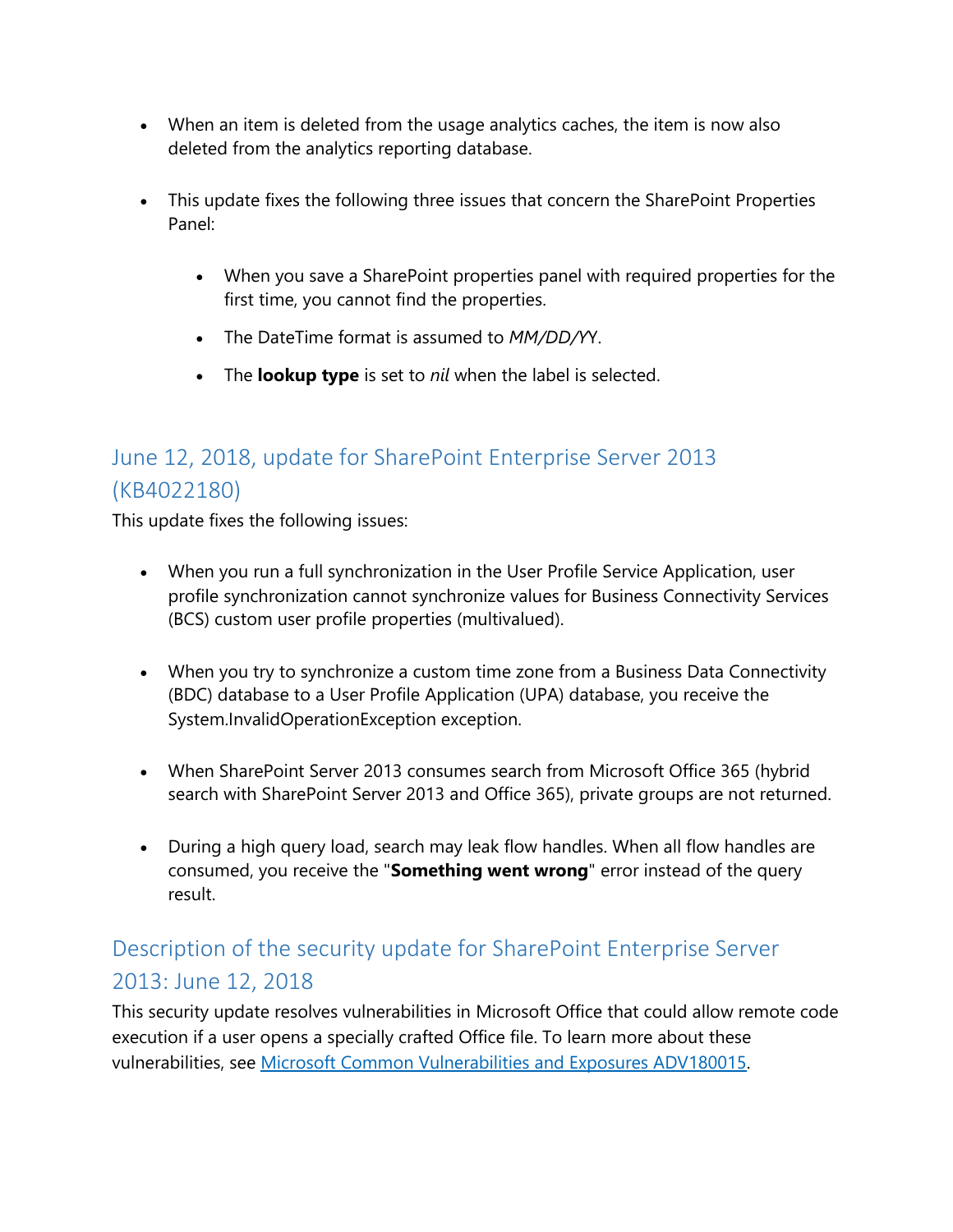- When an item is deleted from the usage analytics caches, the item is now also deleted from the analytics reporting database.

- This update fixes the following three issues that concern the SharePoint Properties Panel:

  - When you save a SharePoint properties panel with required properties for the first time, you cannot find the properties.
  - The DateTime format is assumed to *MM/DD/YY*.
  - The **lookup type** is set to *nil* when the label is selected.

## June 12, 2018, update for SharePoint Enterprise Server 2013 (KB4022180)

This update fixes the following issues:

- When you run a full synchronization in the User Profile Service Application, user profile synchronization cannot synchronize values for Business Connectivity Services (BCS) custom user profile properties (multivalued).

- When you try to synchronize a custom time zone from a Business Data Connectivity (BDC) database to a User Profile Application (UPA) database, you receive the System.InvalidOperationException exception.

- When SharePoint Server 2013 consumes search from Microsoft Office 365 (hybrid search with SharePoint Server 2013 and Office 365), private groups are not returned.

- During a high query load, search may leak flow handles. When all flow handles are consumed, you receive the "**Something went wrong**" error instead of the query result.

## Description of the security update for SharePoint Enterprise Server 2013: June 12, 2018

This security update resolves vulnerabilities in Microsoft Office that could allow remote code execution if a user opens a specially crafted Office file. To learn more about these vulnerabilities, see [Microsoft Common Vulnerabilities and Exposures ADV180015](https://portal.msrc.microsoft.com/en-US/security-guidance/advisory/ADV180015).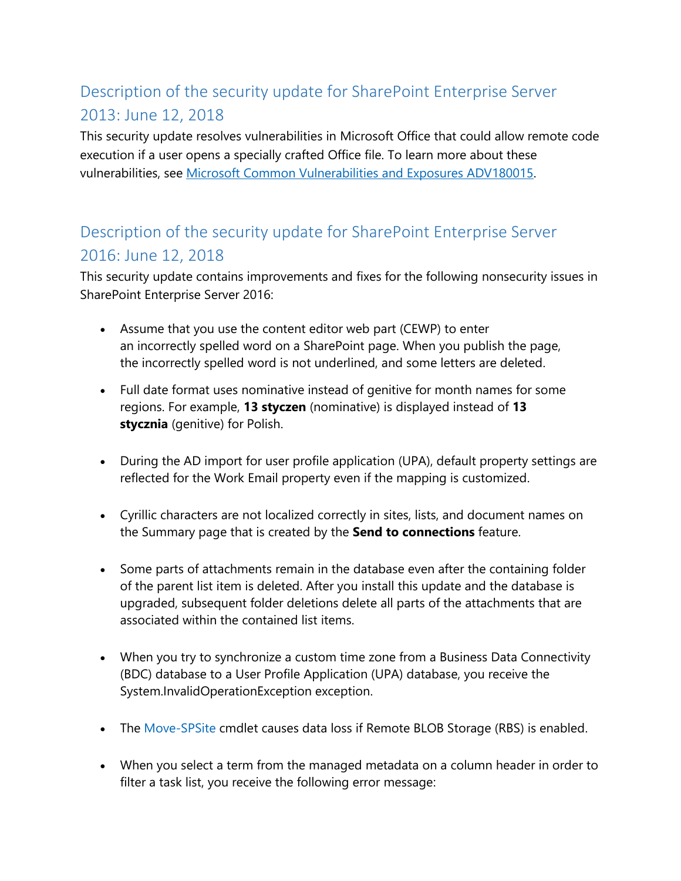## Description of the security update for SharePoint Enterprise Server 2013: June 12, 2018

This security update resolves vulnerabilities in Microsoft Office that could allow remote code execution if a user opens a specially crafted Office file. To learn more about these vulnerabilities, see [Microsoft Common Vulnerabilities and Exposures ADV180015](https://portal.msrc.microsoft.com/en-US/security-guidance/advisory/ADV180015).

## Description of the security update for SharePoint Enterprise Server 2016: June 12, 2018

This security update contains improvements and fixes for the following nonsecurity issues in SharePoint Enterprise Server 2016:

- Assume that you use the content editor web part (CEWP) to enter an incorrectly spelled word on a SharePoint page. When you publish the page, the incorrectly spelled word is not underlined, and some letters are deleted.

- Full date format uses nominative instead of genitive for month names for some regions. For example, **13 styczen** (nominative) is displayed instead of **13 stycznia** (genitive) for Polish.

- During the AD import for user profile application (UPA), default property settings are reflected for the Work Email property even if the mapping is customized.

- Cyrillic characters are not localized correctly in sites, lists, and document names on the Summary page that is created by the **Send to connections** feature.

- Some parts of attachments remain in the database even after the containing folder of the parent list item is deleted. After you install this update and the database is upgraded, subsequent folder deletions delete all parts of the attachments that are associated within the contained list items.

- When you try to synchronize a custom time zone from a Business Data Connectivity (BDC) database to a User Profile Application (UPA) database, you receive the System.InvalidOperationException exception.

- The Move-SPSite cmdlet causes data loss if Remote BLOB Storage (RBS) is enabled.

- When you select a term from the managed metadata on a column header in order to filter a task list, you receive the following error message: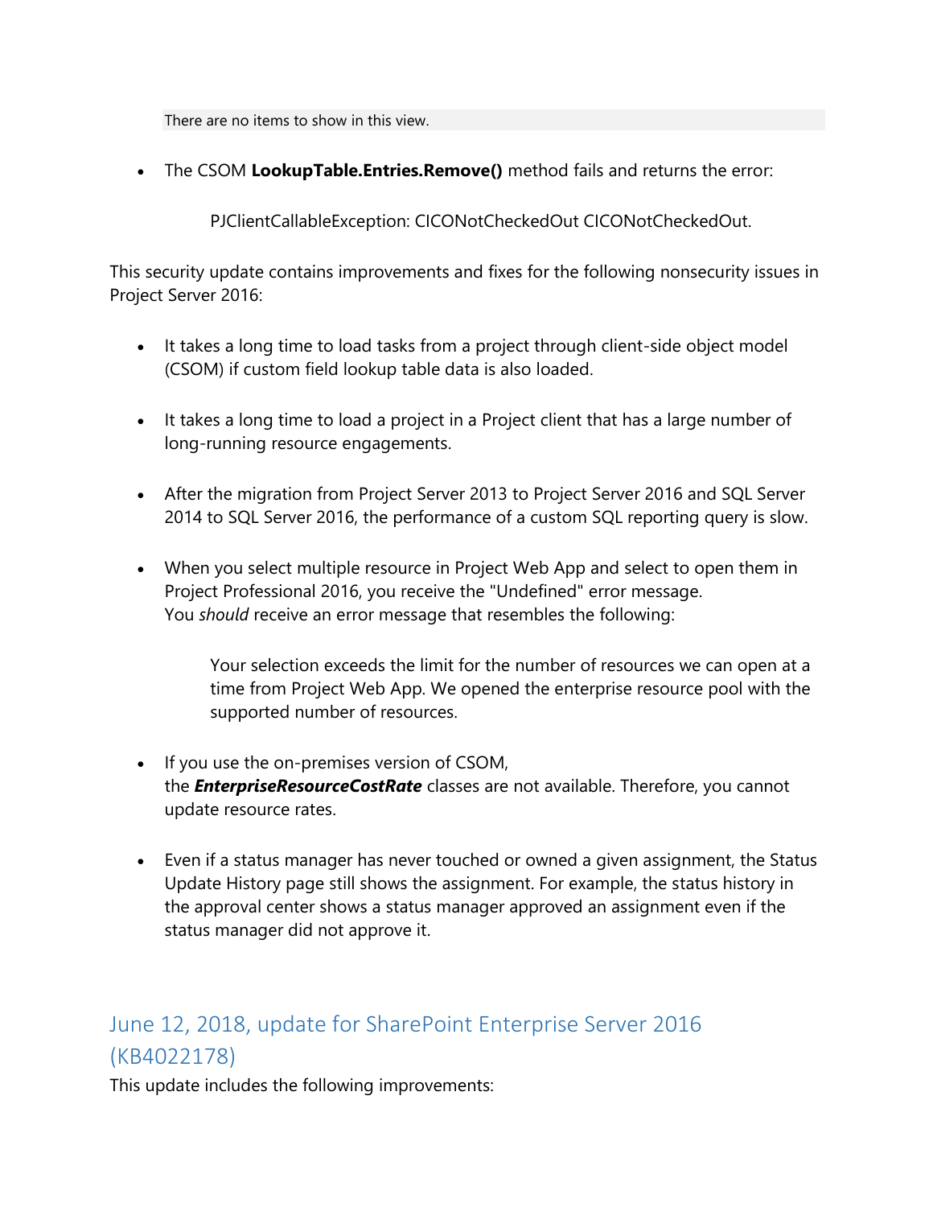There are no items to show in this view.

- The CSOM **LookupTable.Entries.Remove()** method fails and returns the error:

  > PJClientCallableException: CICONotCheckedOut CICONotCheckedOut.

This security update contains improvements and fixes for the following nonsecurity issues in Project Server 2016:

- It takes a long time to load tasks from a project through client-side object model (CSOM) if custom field lookup table data is also loaded.
- It takes a long time to load a project in a Project client that has a large number of long-running resource engagements.
- After the migration from Project Server 2013 to Project Server 2016 and SQL Server 2014 to SQL Server 2016, the performance of a custom SQL reporting query is slow.
- When you select multiple resource in Project Web App and select to open them in Project Professional 2016, you receive the "Undefined" error message.
  You *should* receive an error message that resembles the following:

  > Your selection exceeds the limit for the number of resources we can open at a time from Project Web App. We opened the enterprise resource pool with the supported number of resources.

- If you use the on-premises version of CSOM, the ***EnterpriseResourceCostRate*** classes are not available. Therefore, you cannot update resource rates.
- Even if a status manager has never touched or owned a given assignment, the Status Update History page still shows the assignment. For example, the status history in the approval center shows a status manager approved an assignment even if the status manager did not approve it.

## June 12, 2018, update for SharePoint Enterprise Server 2016 (KB4022178)

This update includes the following improvements: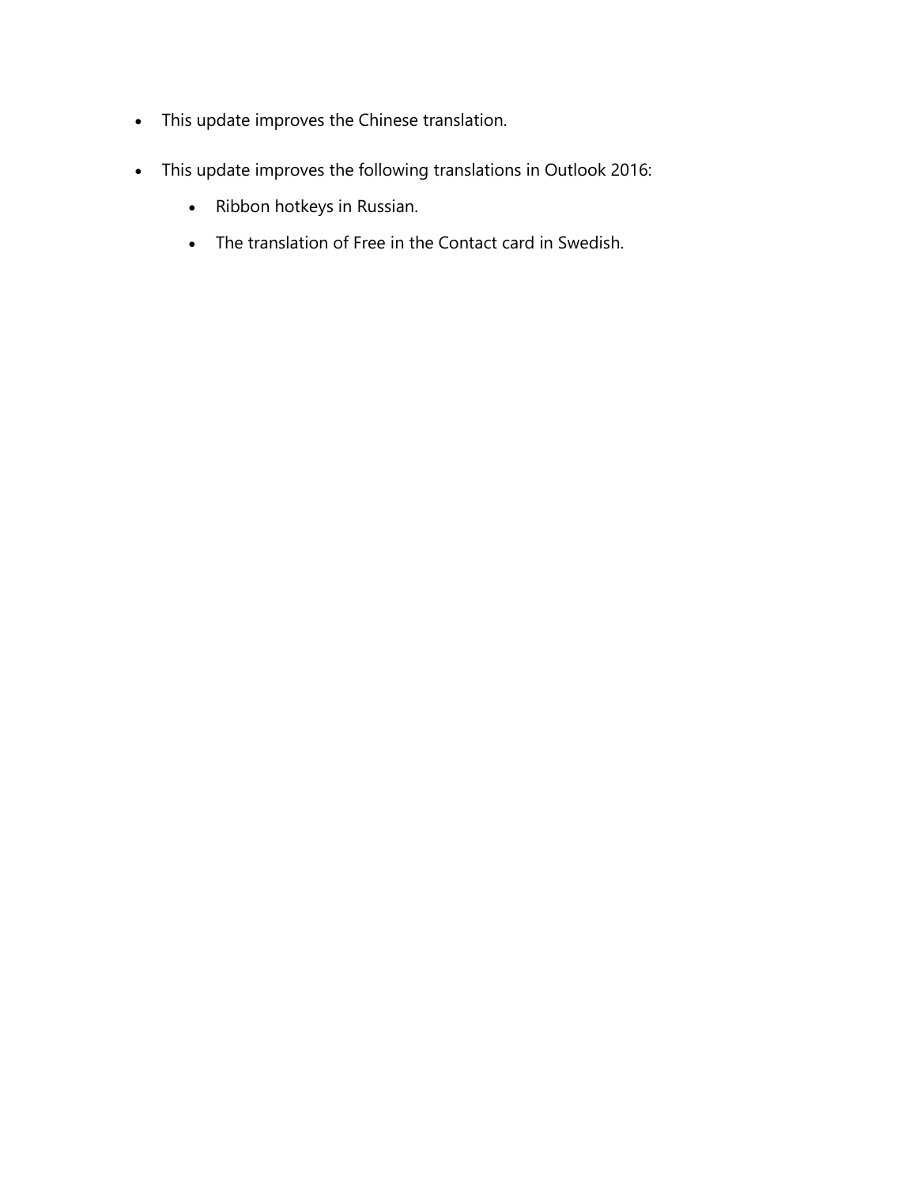- This update improves the Chinese translation.
- This update improves the following translations in Outlook 2016:
  - Ribbon hotkeys in Russian.
  - The translation of Free in the Contact card in Swedish.